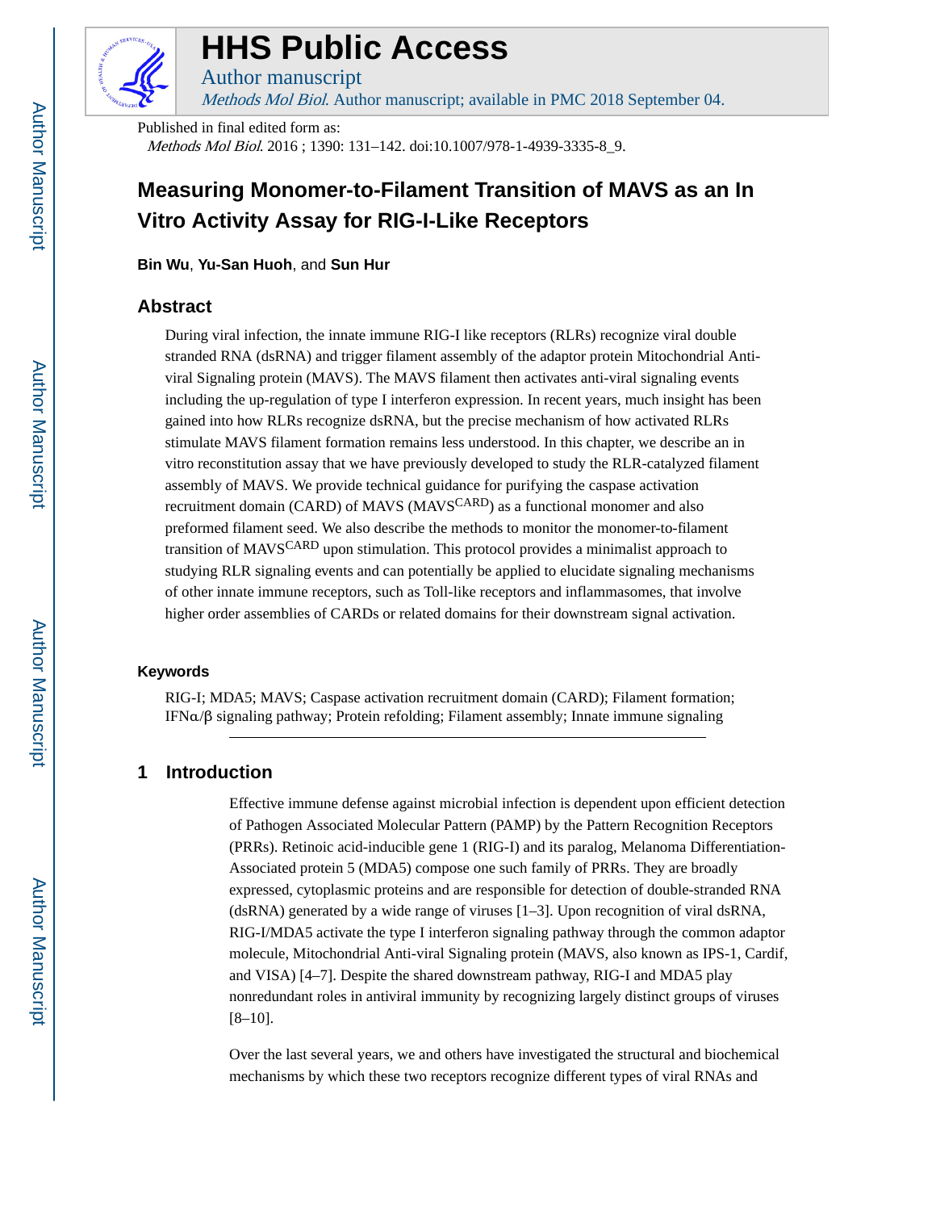# HHS Public Access

Author manuscript

*Methods Mol Biol*. Author manuscript; available in PMC 2018 September 04.

Published in final edited form as:

*Methods Mol Biol*. 2016 ; 1390: 131–142. doi:10.1007/978-1-4939-3335-8_9.

# Measuring Monomer-to-Filament Transition of MAVS as an In Vitro Activity Assay for RIG-I-Like Receptors

**Bin Wu**, **Yu-San Huoh**, and **Sun Hur**

## Abstract

During viral infection, the innate immune RIG-I like receptors (RLRs) recognize viral double stranded RNA (dsRNA) and trigger filament assembly of the adaptor protein Mitochondrial Anti-viral Signaling protein (MAVS). The MAVS filament then activates anti-viral signaling events including the up-regulation of type I interferon expression. In recent years, much insight has been gained into how RLRs recognize dsRNA, but the precise mechanism of how activated RLRs stimulate MAVS filament formation remains less understood. In this chapter, we describe an in vitro reconstitution assay that we have previously developed to study the RLR-catalyzed filament assembly of MAVS. We provide technical guidance for purifying the caspase activation recruitment domain (CARD) of MAVS ($MAVS^{CARD}$) as a functional monomer and also preformed filament seed. We also describe the methods to monitor the monomer-to-filament transition of $MAVS^{CARD}$ upon stimulation. This protocol provides a minimalist approach to studying RLR signaling events and can potentially be applied to elucidate signaling mechanisms of other innate immune receptors, such as Toll-like receptors and inflammasomes, that involve higher order assemblies of CARDs or related domains for their downstream signal activation.

### Keywords

RIG-I; MDA5; MAVS; Caspase activation recruitment domain (CARD); Filament formation; IFNα/β signaling pathway; Protein refolding; Filament assembly; Innate immune signaling

## 1 Introduction

Effective immune defense against microbial infection is dependent upon efficient detection of Pathogen Associated Molecular Pattern (PAMP) by the Pattern Recognition Receptors (PRRs). Retinoic acid-inducible gene 1 (RIG-I) and its paralog, Melanoma Differentiation-Associated protein 5 (MDA5) compose one such family of PRRs. They are broadly expressed, cytoplasmic proteins and are responsible for detection of double-stranded RNA (dsRNA) generated by a wide range of viruses [1–3]. Upon recognition of viral dsRNA, RIG-I/MDA5 activate the type I interferon signaling pathway through the common adaptor molecule, Mitochondrial Anti-viral Signaling protein (MAVS, also known as IPS-1, Cardif, and VISA) [4–7]. Despite the shared downstream pathway, RIG-I and MDA5 play nonredundant roles in antiviral immunity by recognizing largely distinct groups of viruses [8–10].

Over the last several years, we and others have investigated the structural and biochemical mechanisms by which these two receptors recognize different types of viral RNAs and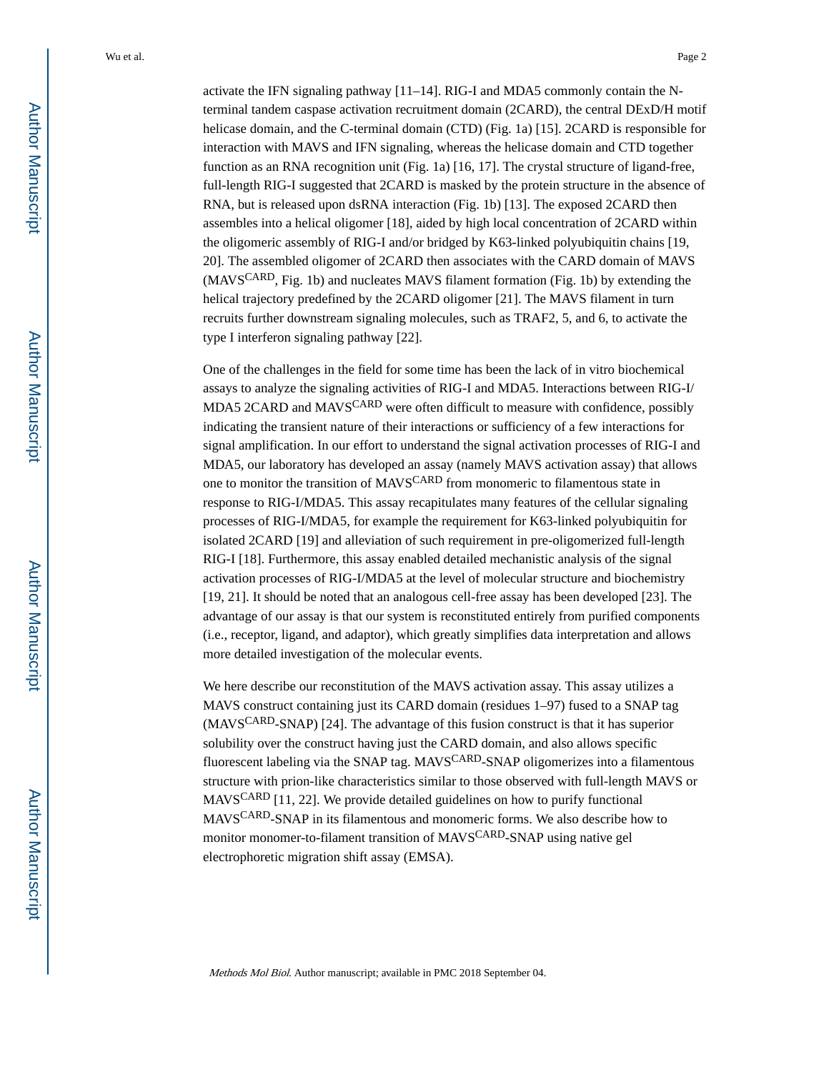activate the IFN signaling pathway [11–14]. RIG-I and MDA5 commonly contain the N-terminal tandem caspase activation recruitment domain (2CARD), the central DExD/H motif helicase domain, and the C-terminal domain (CTD) (Fig. 1a) [15]. 2CARD is responsible for interaction with MAVS and IFN signaling, whereas the helicase domain and CTD together function as an RNA recognition unit (Fig. 1a) [16, 17]. The crystal structure of ligand-free, full-length RIG-I suggested that 2CARD is masked by the protein structure in the absence of RNA, but is released upon dsRNA interaction (Fig. 1b) [13]. The exposed 2CARD then assembles into a helical oligomer [18], aided by high local concentration of 2CARD within the oligomeric assembly of RIG-I and/or bridged by K63-linked polyubiquitin chains [19, 20]. The assembled oligomer of 2CARD then associates with the CARD domain of MAVS ($\mathrm{MAVS}^{\mathrm{CARD}}$, Fig. 1b) and nucleates MAVS filament formation (Fig. 1b) by extending the helical trajectory predefined by the 2CARD oligomer [21]. The MAVS filament in turn recruits further downstream signaling molecules, such as TRAF2, 5, and 6, to activate the type I interferon signaling pathway [22].

One of the challenges in the field for some time has been the lack of in vitro biochemical assays to analyze the signaling activities of RIG-I and MDA5. Interactions between RIG-I/MDA5 2CARD and $\mathrm{MAVS}^{\mathrm{CARD}}$ were often difficult to measure with confidence, possibly indicating the transient nature of their interactions or sufficiency of a few interactions for signal amplification. In our effort to understand the signal activation processes of RIG-I and MDA5, our laboratory has developed an assay (namely MAVS activation assay) that allows one to monitor the transition of $\mathrm{MAVS}^{\mathrm{CARD}}$ from monomeric to filamentous state in response to RIG-I/MDA5. This assay recapitulates many features of the cellular signaling processes of RIG-I/MDA5, for example the requirement for K63-linked polyubiquitin for isolated 2CARD [19] and alleviation of such requirement in pre-oligomerized full-length RIG-I [18]. Furthermore, this assay enabled detailed mechanistic analysis of the signal activation processes of RIG-I/MDA5 at the level of molecular structure and biochemistry [19, 21]. It should be noted that an analogous cell-free assay has been developed [23]. The advantage of our assay is that our system is reconstituted entirely from purified components (i.e., receptor, ligand, and adaptor), which greatly simplifies data interpretation and allows more detailed investigation of the molecular events.

We here describe our reconstitution of the MAVS activation assay. This assay utilizes a MAVS construct containing just its CARD domain (residues 1–97) fused to a SNAP tag ($\mathrm{MAVS}^{\mathrm{CARD}}$-SNAP) [24]. The advantage of this fusion construct is that it has superior solubility over the construct having just the CARD domain, and also allows specific fluorescent labeling via the SNAP tag. $\mathrm{MAVS}^{\mathrm{CARD}}$-SNAP oligomerizes into a filamentous structure with prion-like characteristics similar to those observed with full-length MAVS or $\mathrm{MAVS}^{\mathrm{CARD}}$ [11, 22]. We provide detailed guidelines on how to purify functional $\mathrm{MAVS}^{\mathrm{CARD}}$-SNAP in its filamentous and monomeric forms. We also describe how to monitor monomer-to-filament transition of $\mathrm{MAVS}^{\mathrm{CARD}}$-SNAP using native gel electrophoretic migration shift assay (EMSA).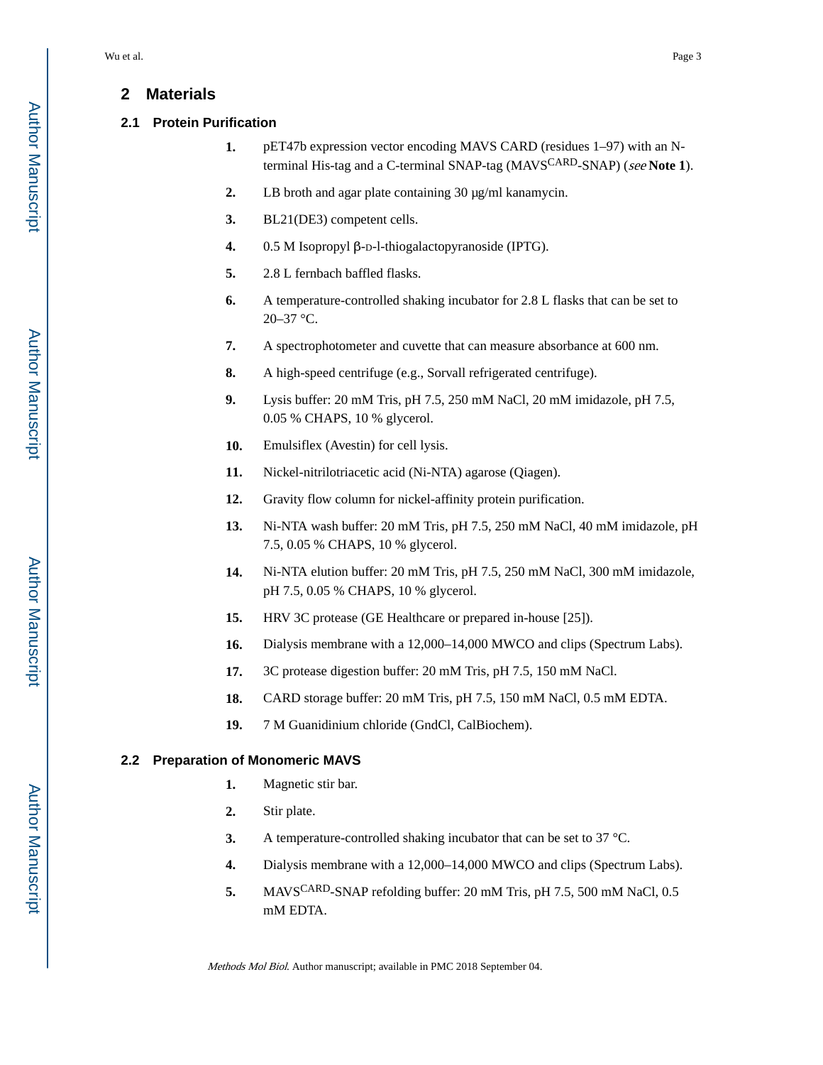## 2 Materials

### 2.1 Protein Purification

1. pET47b expression vector encoding MAVS CARD (residues 1–97) with an N-terminal His-tag and a C-terminal SNAP-tag (MAVS$^{CARD}$-SNAP) (*see* **Note 1**).
2. LB broth and agar plate containing 30 μg/ml kanamycin.
3. BL21(DE3) competent cells.
4. 0.5 M Isopropyl β-D-l-thiogalactopyranoside (IPTG).
5. 2.8 L fernbach baffled flasks.
6. A temperature-controlled shaking incubator for 2.8 L flasks that can be set to 20–37 °C.
7. A spectrophotometer and cuvette that can measure absorbance at 600 nm.
8. A high-speed centrifuge (e.g., Sorvall refrigerated centrifuge).
9. Lysis buffer: 20 mM Tris, pH 7.5, 250 mM NaCl, 20 mM imidazole, pH 7.5, 0.05 % CHAPS, 10 % glycerol.
10. Emulsiflex (Avestin) for cell lysis.
11. Nickel-nitrilotriacetic acid (Ni-NTA) agarose (Qiagen).
12. Gravity flow column for nickel-affinity protein purification.
13. Ni-NTA wash buffer: 20 mM Tris, pH 7.5, 250 mM NaCl, 40 mM imidazole, pH 7.5, 0.05 % CHAPS, 10 % glycerol.
14. Ni-NTA elution buffer: 20 mM Tris, pH 7.5, 250 mM NaCl, 300 mM imidazole, pH 7.5, 0.05 % CHAPS, 10 % glycerol.
15. HRV 3C protease (GE Healthcare or prepared in-house [25]).
16. Dialysis membrane with a 12,000–14,000 MWCO and clips (Spectrum Labs).
17. 3C protease digestion buffer: 20 mM Tris, pH 7.5, 150 mM NaCl.
18. CARD storage buffer: 20 mM Tris, pH 7.5, 150 mM NaCl, 0.5 mM EDTA.
19. 7 M Guanidinium chloride (GndCl, CalBiochem).

### 2.2 Preparation of Monomeric MAVS

1. Magnetic stir bar.
2. Stir plate.
3. A temperature-controlled shaking incubator that can be set to 37 °C.
4. Dialysis membrane with a 12,000–14,000 MWCO and clips (Spectrum Labs).
5. MAVS$^{CARD}$-SNAP refolding buffer: 20 mM Tris, pH 7.5, 500 mM NaCl, 0.5 mM EDTA.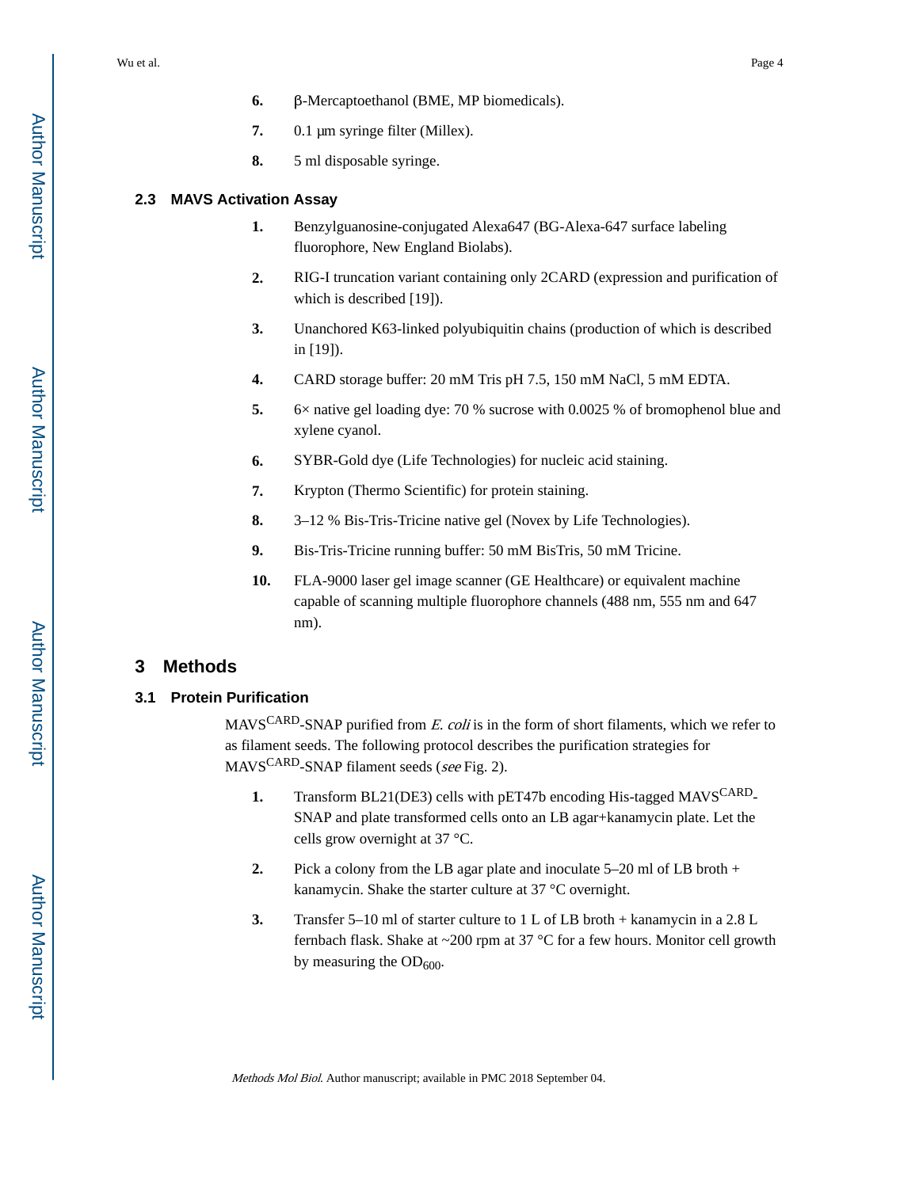6. β-Mercaptoethanol (BME, MP biomedicals).
7. 0.1 μm syringe filter (Millex).
8. 5 ml disposable syringe.

### 2.3 MAVS Activation Assay

1. Benzylguanosine-conjugated Alexa647 (BG-Alexa-647 surface labeling fluorophore, New England Biolabs).
2. RIG-I truncation variant containing only 2CARD (expression and purification of which is described [19]).
3. Unanchored K63-linked polyubiquitin chains (production of which is described in [19]).
4. CARD storage buffer: 20 mM Tris pH 7.5, 150 mM NaCl, 5 mM EDTA.
5. 6× native gel loading dye: 70 % sucrose with 0.0025 % of bromophenol blue and xylene cyanol.
6. SYBR-Gold dye (Life Technologies) for nucleic acid staining.
7. Krypton (Thermo Scientific) for protein staining.
8. 3–12 % Bis-Tris-Tricine native gel (Novex by Life Technologies).
9. Bis-Tris-Tricine running buffer: 50 mM BisTris, 50 mM Tricine.
10. FLA-9000 laser gel image scanner (GE Healthcare) or equivalent machine capable of scanning multiple fluorophore channels (488 nm, 555 nm and 647 nm).

## 3 Methods

### 3.1 Protein Purification

$\text{MAVS}^{\text{CARD}}$-SNAP purified from *E. coli* is in the form of short filaments, which we refer to as filament seeds. The following protocol describes the purification strategies for $\text{MAVS}^{\text{CARD}}$-SNAP filament seeds (*see* Fig. 2).

1. Transform BL21(DE3) cells with pET47b encoding His-tagged $\text{MAVS}^{\text{CARD}}$-SNAP and plate transformed cells onto an LB agar+kanamycin plate. Let the cells grow overnight at 37 °C.
2. Pick a colony from the LB agar plate and inoculate 5–20 ml of LB broth + kanamycin. Shake the starter culture at 37 °C overnight.
3. Transfer 5–10 ml of starter culture to 1 L of LB broth + kanamycin in a 2.8 L fernbach flask. Shake at ~200 rpm at 37 °C for a few hours. Monitor cell growth by measuring the $OD_{600}$.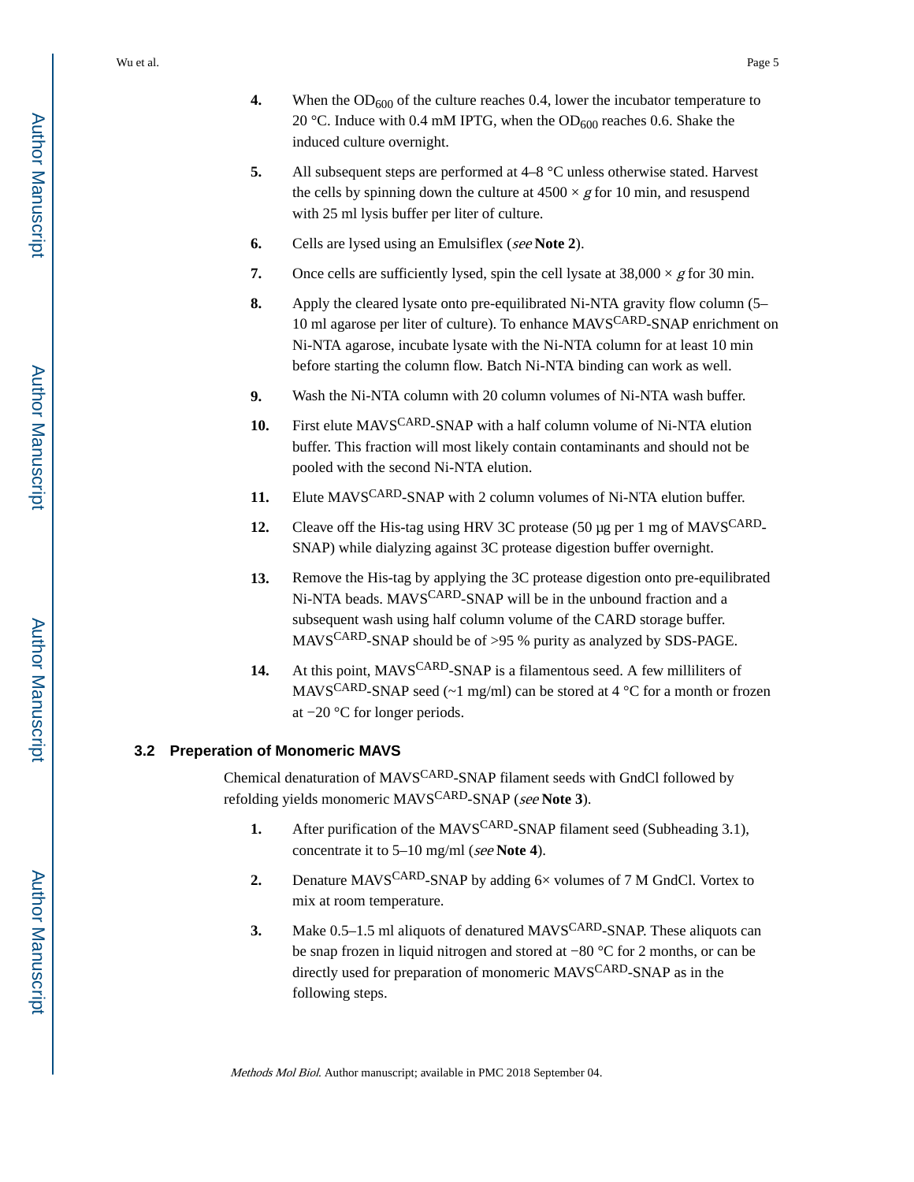4. When the $OD_{600}$ of the culture reaches 0.4, lower the incubator temperature to 20 °C. Induce with 0.4 mM IPTG, when the $OD_{600}$ reaches 0.6. Shake the induced culture overnight.

5. All subsequent steps are performed at 4–8 °C unless otherwise stated. Harvest the cells by spinning down the culture at 4500 × *g* for 10 min, and resuspend with 25 ml lysis buffer per liter of culture.

6. Cells are lysed using an Emulsiflex (*see* **Note 2**).

7. Once cells are sufficiently lysed, spin the cell lysate at 38,000 × *g* for 30 min.

8. Apply the cleared lysate onto pre-equilibrated Ni-NTA gravity flow column (5–10 ml agarose per liter of culture). To enhance $MAVS^{CARD}$-SNAP enrichment on Ni-NTA agarose, incubate lysate with the Ni-NTA column for at least 10 min before starting the column flow. Batch Ni-NTA binding can work as well.

9. Wash the Ni-NTA column with 20 column volumes of Ni-NTA wash buffer.

10. First elute $MAVS^{CARD}$-SNAP with a half column volume of Ni-NTA elution buffer. This fraction will most likely contain contaminants and should not be pooled with the second Ni-NTA elution.

11. Elute $MAVS^{CARD}$-SNAP with 2 column volumes of Ni-NTA elution buffer.

12. Cleave off the His-tag using HRV 3C protease (50 µg per 1 mg of $MAVS^{CARD}$-SNAP) while dialyzing against 3C protease digestion buffer overnight.

13. Remove the His-tag by applying the 3C protease digestion onto pre-equilibrated Ni-NTA beads. $MAVS^{CARD}$-SNAP will be in the unbound fraction and a subsequent wash using half column volume of the CARD storage buffer. $MAVS^{CARD}$-SNAP should be of >95 % purity as analyzed by SDS-PAGE.

14. At this point, $MAVS^{CARD}$-SNAP is a filamentous seed. A few milliliters of $MAVS^{CARD}$-SNAP seed (~1 mg/ml) can be stored at 4 °C for a month or frozen at −20 °C for longer periods.

### 3.2 Preperation of Monomeric MAVS

Chemical denaturation of $MAVS^{CARD}$-SNAP filament seeds with GndCl followed by refolding yields monomeric $MAVS^{CARD}$-SNAP (*see* **Note 3**).

1. After purification of the $MAVS^{CARD}$-SNAP filament seed (Subheading 3.1), concentrate it to 5–10 mg/ml (*see* **Note 4**).

2. Denature $MAVS^{CARD}$-SNAP by adding 6× volumes of 7 M GndCl. Vortex to mix at room temperature.

3. Make 0.5–1.5 ml aliquots of denatured $MAVS^{CARD}$-SNAP. These aliquots can be snap frozen in liquid nitrogen and stored at −80 °C for 2 months, or can be directly used for preparation of monomeric $MAVS^{CARD}$-SNAP as in the following steps.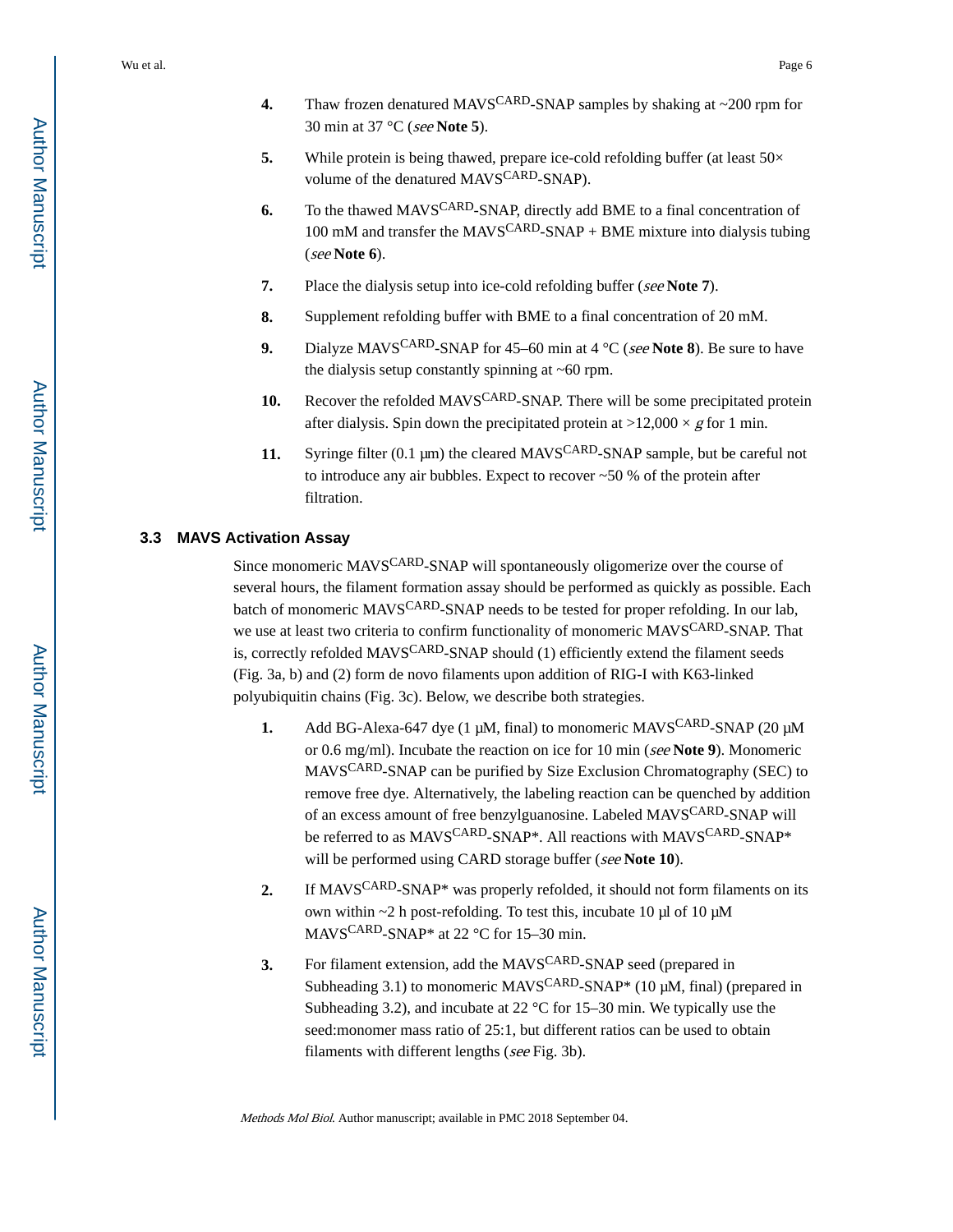4. Thaw frozen denatured MAVS$^{CARD}$-SNAP samples by shaking at ~200 rpm for 30 min at 37 °C (*see* **Note 5**).

5. While protein is being thawed, prepare ice-cold refolding buffer (at least 50× volume of the denatured MAVS$^{CARD}$-SNAP).

6. To the thawed MAVS$^{CARD}$-SNAP, directly add BME to a final concentration of 100 mM and transfer the MAVS$^{CARD}$-SNAP + BME mixture into dialysis tubing (*see* **Note 6**).

7. Place the dialysis setup into ice-cold refolding buffer (*see* **Note 7**).

8. Supplement refolding buffer with BME to a final concentration of 20 mM.

9. Dialyze MAVS$^{CARD}$-SNAP for 45–60 min at 4 °C (*see* **Note 8**). Be sure to have the dialysis setup constantly spinning at ~60 rpm.

10. Recover the refolded MAVS$^{CARD}$-SNAP. There will be some precipitated protein after dialysis. Spin down the precipitated protein at >12,000 × *g* for 1 min.

11. Syringe filter (0.1 μm) the cleared MAVS$^{CARD}$-SNAP sample, but be careful not to introduce any air bubbles. Expect to recover ~50 % of the protein after filtration.

### 3.3 MAVS Activation Assay

Since monomeric MAVS$^{CARD}$-SNAP will spontaneously oligomerize over the course of several hours, the filament formation assay should be performed as quickly as possible. Each batch of monomeric MAVS$^{CARD}$-SNAP needs to be tested for proper refolding. In our lab, we use at least two criteria to confirm functionality of monomeric MAVS$^{CARD}$-SNAP. That is, correctly refolded MAVS$^{CARD}$-SNAP should (1) efficiently extend the filament seeds (Fig. 3a, b) and (2) form de novo filaments upon addition of RIG-I with K63-linked polyubiquitin chains (Fig. 3c). Below, we describe both strategies.

1. Add BG-Alexa-647 dye (1 μM, final) to monomeric MAVS$^{CARD}$-SNAP (20 μM or 0.6 mg/ml). Incubate the reaction on ice for 10 min (*see* **Note 9**). Monomeric MAVS$^{CARD}$-SNAP can be purified by Size Exclusion Chromatography (SEC) to remove free dye. Alternatively, the labeling reaction can be quenched by addition of an excess amount of free benzylguanosine. Labeled MAVS$^{CARD}$-SNAP will be referred to as MAVS$^{CARD}$-SNAP*. All reactions with MAVS$^{CARD}$-SNAP* will be performed using CARD storage buffer (*see* **Note 10**).

2. If MAVS$^{CARD}$-SNAP* was properly refolded, it should not form filaments on its own within ~2 h post-refolding. To test this, incubate 10 μl of 10 μM MAVS$^{CARD}$-SNAP* at 22 °C for 15–30 min.

3. For filament extension, add the MAVS$^{CARD}$-SNAP seed (prepared in Subheading 3.1) to monomeric MAVS$^{CARD}$-SNAP* (10 μM, final) (prepared in Subheading 3.2), and incubate at 22 °C for 15–30 min. We typically use the seed:monomer mass ratio of 25:1, but different ratios can be used to obtain filaments with different lengths (*see* Fig. 3b).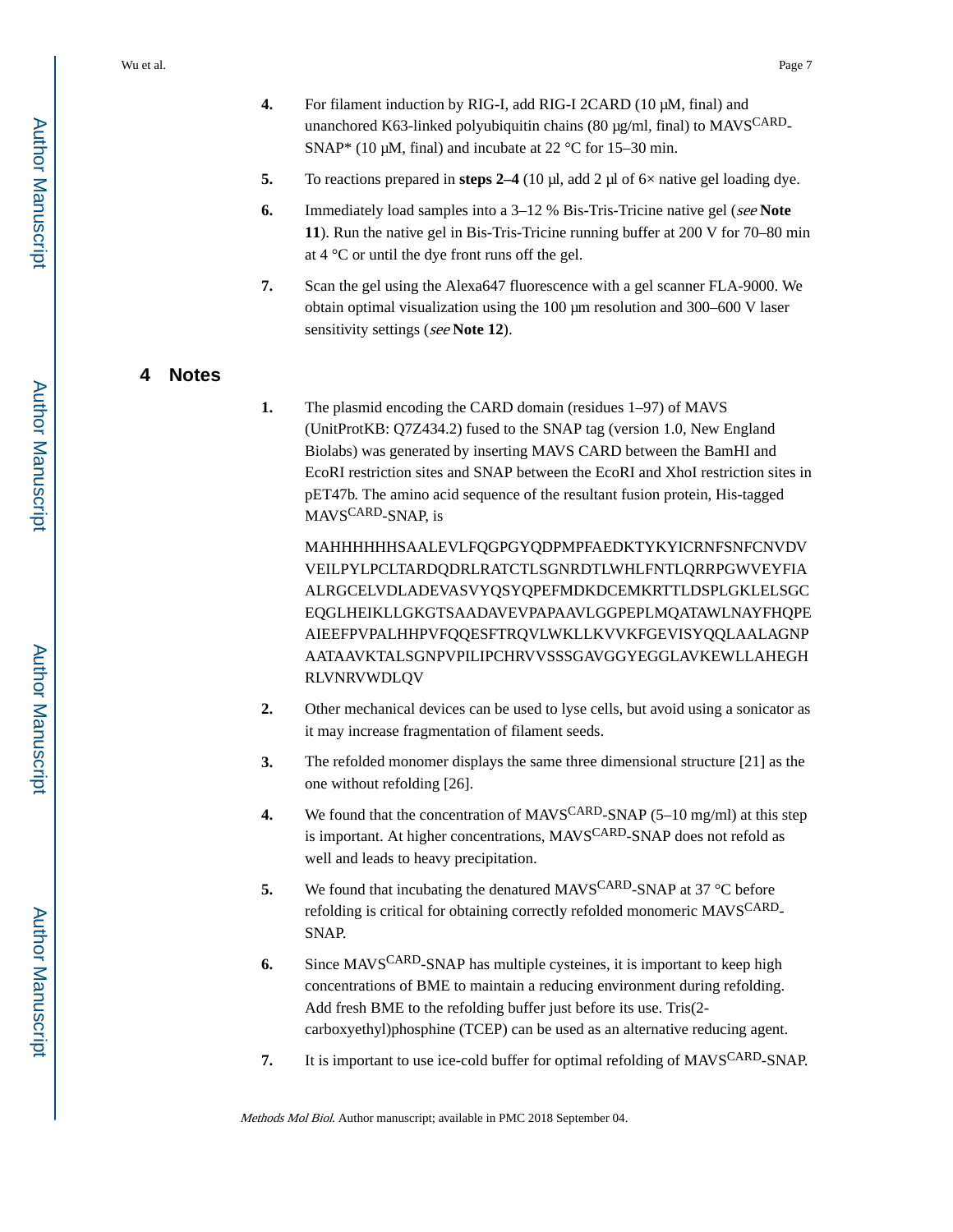4. For filament induction by RIG-I, add RIG-I 2CARD (10 µM, final) and unanchored K63-linked polyubiquitin chains (80 µg/ml, final) to $MAVS^{CARD}$-SNAP* (10 µM, final) and incubate at 22 °C for 15–30 min.

5. To reactions prepared in **steps 2–4** (10 µl, add 2 µl of 6× native gel loading dye.

6. Immediately load samples into a 3–12 % Bis-Tris-Tricine native gel (*see* **Note 11**). Run the native gel in Bis-Tris-Tricine running buffer at 200 V for 70–80 min at 4 °C or until the dye front runs off the gel.

7. Scan the gel using the Alexa647 fluorescence with a gel scanner FLA-9000. We obtain optimal visualization using the 100 µm resolution and 300–600 V laser sensitivity settings (*see* **Note 12**).

## 4 Notes

1. The plasmid encoding the CARD domain (residues 1–97) of MAVS (UnitProtKB: Q7Z434.2) fused to the SNAP tag (version 1.0, New England Biolabs) was generated by inserting MAVS CARD between the BamHI and EcoRI restriction sites and SNAP between the EcoRI and XhoI restriction sites in pET47b. The amino acid sequence of the resultant fusion protein, His-tagged $MAVS^{CARD}$-SNAP, is

   MAHHHHHHSAALEVLFQGPGYQDPMPFAEDKTYKYICRNFSNFCNVDVVEILPYLPCLTARDQDRLRATCTLSGNRDTLWHLFNTLQRRPGWVEYFIAALRGCELVDLADEVASVYQSYQPEFMDKDCEMKRTTLDSPLGKLELSGCEQGLHEIKLLGKGTSAADAVEVPAPAAVLGGPEPLMQATAWLNAYFHQPEAIEEFPVPALHHPVFQQESFTRQVLWKLLKVVKFGEVISYQQLAALAGNPAATAAVKTALSGNPVPILIPCHRVVSSSGAVGGYEGGLAVKEWLLAHEGHRLVNRVWDLQV

2. Other mechanical devices can be used to lyse cells, but avoid using a sonicator as it may increase fragmentation of filament seeds.

3. The refolded monomer displays the same three dimensional structure [21] as the one without refolding [26].

4. We found that the concentration of $MAVS^{CARD}$-SNAP (5–10 mg/ml) at this step is important. At higher concentrations, $MAVS^{CARD}$-SNAP does not refold as well and leads to heavy precipitation.

5. We found that incubating the denatured $MAVS^{CARD}$-SNAP at 37 °C before refolding is critical for obtaining correctly refolded monomeric $MAVS^{CARD}$-SNAP.

6. Since $MAVS^{CARD}$-SNAP has multiple cysteines, it is important to keep high concentrations of BME to maintain a reducing environment during refolding. Add fresh BME to the refolding buffer just before its use. Tris(2-carboxyethyl)phosphine (TCEP) can be used as an alternative reducing agent.

7. It is important to use ice-cold buffer for optimal refolding of $MAVS^{CARD}$-SNAP.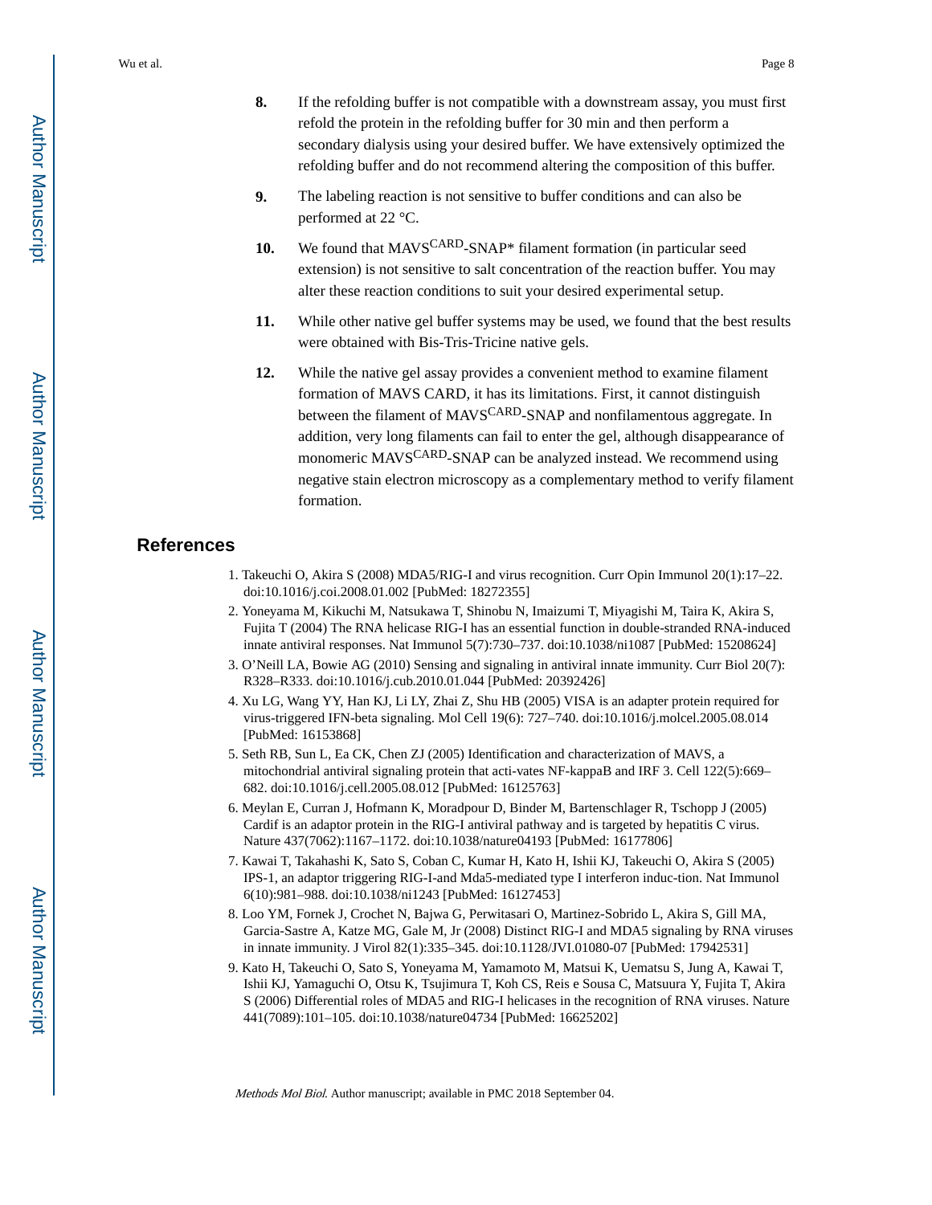8. If the refolding buffer is not compatible with a downstream assay, you must first refold the protein in the refolding buffer for 30 min and then perform a secondary dialysis using your desired buffer. We have extensively optimized the refolding buffer and do not recommend altering the composition of this buffer.

9. The labeling reaction is not sensitive to buffer conditions and can also be performed at 22 °C.

10. We found that $MAVS^{CARD}$-SNAP* filament formation (in particular seed extension) is not sensitive to salt concentration of the reaction buffer. You may alter these reaction conditions to suit your desired experimental setup.

11. While other native gel buffer systems may be used, we found that the best results were obtained with Bis-Tris-Tricine native gels.

12. While the native gel assay provides a convenient method to examine filament formation of MAVS CARD, it has its limitations. First, it cannot distinguish between the filament of $MAVS^{CARD}$-SNAP and nonfilamentous aggregate. In addition, very long filaments can fail to enter the gel, although disappearance of monomeric $MAVS^{CARD}$-SNAP can be analyzed instead. We recommend using negative stain electron microscopy as a complementary method to verify filament formation.

## References

1. Takeuchi O, Akira S (2008) MDA5/RIG-I and virus recognition. Curr Opin Immunol 20(1):17–22. doi:10.1016/j.coi.2008.01.002 [PubMed: 18272355]
2. Yoneyama M, Kikuchi M, Natsukawa T, Shinobu N, Imaizumi T, Miyagishi M, Taira K, Akira S, Fujita T (2004) The RNA helicase RIG-I has an essential function in double-stranded RNA-induced innate antiviral responses. Nat Immunol 5(7):730–737. doi:10.1038/ni1087 [PubMed: 15208624]
3. O'Neill LA, Bowie AG (2010) Sensing and signaling in antiviral innate immunity. Curr Biol 20(7): R328–R333. doi:10.1016/j.cub.2010.01.044 [PubMed: 20392426]
4. Xu LG, Wang YY, Han KJ, Li LY, Zhai Z, Shu HB (2005) VISA is an adapter protein required for virus-triggered IFN-beta signaling. Mol Cell 19(6): 727–740. doi:10.1016/j.molcel.2005.08.014 [PubMed: 16153868]
5. Seth RB, Sun L, Ea CK, Chen ZJ (2005) Identification and characterization of MAVS, a mitochondrial antiviral signaling protein that acti-vates NF-kappaB and IRF 3. Cell 122(5):669–682. doi:10.1016/j.cell.2005.08.012 [PubMed: 16125763]
6. Meylan E, Curran J, Hofmann K, Moradpour D, Binder M, Bartenschlager R, Tschopp J (2005) Cardif is an adaptor protein in the RIG-I antiviral pathway and is targeted by hepatitis C virus. Nature 437(7062):1167–1172. doi:10.1038/nature04193 [PubMed: 16177806]
7. Kawai T, Takahashi K, Sato S, Coban C, Kumar H, Kato H, Ishii KJ, Takeuchi O, Akira S (2005) IPS-1, an adaptor triggering RIG-I-and Mda5-mediated type I interferon induc-tion. Nat Immunol 6(10):981–988. doi:10.1038/ni1243 [PubMed: 16127453]
8. Loo YM, Fornek J, Crochet N, Bajwa G, Perwitasari O, Martinez-Sobrido L, Akira S, Gill MA, Garcia-Sastre A, Katze MG, Gale M, Jr (2008) Distinct RIG-I and MDA5 signaling by RNA viruses in innate immunity. J Virol 82(1):335–345. doi:10.1128/JVI.01080-07 [PubMed: 17942531]
9. Kato H, Takeuchi O, Sato S, Yoneyama M, Yamamoto M, Matsui K, Uematsu S, Jung A, Kawai T, Ishii KJ, Yamaguchi O, Otsu K, Tsujimura T, Koh CS, Reis e Sousa C, Matsuura Y, Fujita T, Akira S (2006) Differential roles of MDA5 and RIG-I helicases in the recognition of RNA viruses. Nature 441(7089):101–105. doi:10.1038/nature04734 [PubMed: 16625202]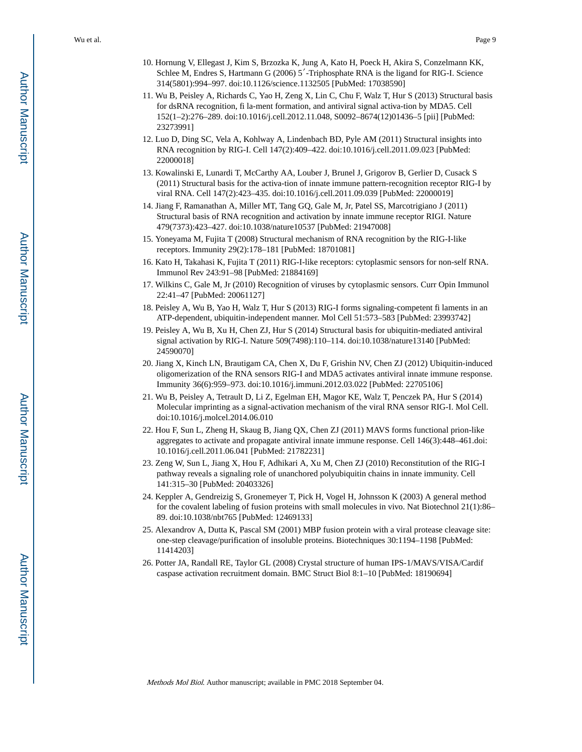10. Hornung V, Ellegast J, Kim S, Brzozka K, Jung A, Kato H, Poeck H, Akira S, Conzelmann KK, Schlee M, Endres S, Hartmann G (2006) 5′-Triphosphate RNA is the ligand for RIG-I. Science 314(5801):994–997. doi:10.1126/science.1132505 [PubMed: 17038590]
11. Wu B, Peisley A, Richards C, Yao H, Zeng X, Lin C, Chu F, Walz T, Hur S (2013) Structural basis for dsRNA recognition, fi la-ment formation, and antiviral signal activa-tion by MDA5. Cell 152(1–2):276–289. doi:10.1016/j.cell.2012.11.048, S0092–8674(12)01436–5 [pii] [PubMed: 23273991]
12. Luo D, Ding SC, Vela A, Kohlway A, Lindenbach BD, Pyle AM (2011) Structural insights into RNA recognition by RIG-I. Cell 147(2):409–422. doi:10.1016/j.cell.2011.09.023 [PubMed: 22000018]
13. Kowalinski E, Lunardi T, McCarthy AA, Louber J, Brunel J, Grigorov B, Gerlier D, Cusack S (2011) Structural basis for the activa-tion of innate immune pattern-recognition receptor RIG-I by viral RNA. Cell 147(2):423–435. doi:10.1016/j.cell.2011.09.039 [PubMed: 22000019]
14. Jiang F, Ramanathan A, Miller MT, Tang GQ, Gale M, Jr, Patel SS, Marcotrigiano J (2011) Structural basis of RNA recognition and activation by innate immune receptor RIGI. Nature 479(7373):423–427. doi:10.1038/nature10537 [PubMed: 21947008]
15. Yoneyama M, Fujita T (2008) Structural mechanism of RNA recognition by the RIG-I-like receptors. Immunity 29(2):178–181 [PubMed: 18701081]
16. Kato H, Takahasi K, Fujita T (2011) RIG-I-like receptors: cytoplasmic sensors for non-self RNA. Immunol Rev 243:91–98 [PubMed: 21884169]
17. Wilkins C, Gale M, Jr (2010) Recognition of viruses by cytoplasmic sensors. Curr Opin Immunol 22:41–47 [PubMed: 20061127]
18. Peisley A, Wu B, Yao H, Walz T, Hur S (2013) RIG-I forms signaling-competent fi laments in an ATP-dependent, ubiquitin-independent manner. Mol Cell 51:573–583 [PubMed: 23993742]
19. Peisley A, Wu B, Xu H, Chen ZJ, Hur S (2014) Structural basis for ubiquitin-mediated antiviral signal activation by RIG-I. Nature 509(7498):110–114. doi:10.1038/nature13140 [PubMed: 24590070]
20. Jiang X, Kinch LN, Brautigam CA, Chen X, Du F, Grishin NV, Chen ZJ (2012) Ubiquitin-induced oligomerization of the RNA sensors RIG-I and MDA5 activates antiviral innate immune response. Immunity 36(6):959–973. doi:10.1016/j.immuni.2012.03.022 [PubMed: 22705106]
21. Wu B, Peisley A, Tetrault D, Li Z, Egelman EH, Magor KE, Walz T, Penczek PA, Hur S (2014) Molecular imprinting as a signal-activation mechanism of the viral RNA sensor RIG-I. Mol Cell. doi:10.1016/j.molcel.2014.06.010
22. Hou F, Sun L, Zheng H, Skaug B, Jiang QX, Chen ZJ (2011) MAVS forms functional prion-like aggregates to activate and propagate antiviral innate immune response. Cell 146(3):448–461.doi: 10.1016/j.cell.2011.06.041 [PubMed: 21782231]
23. Zeng W, Sun L, Jiang X, Hou F, Adhikari A, Xu M, Chen ZJ (2010) Reconstitution of the RIG-I pathway reveals a signaling role of unanchored polyubiquitin chains in innate immunity. Cell 141:315–30 [PubMed: 20403326]
24. Keppler A, Gendreizig S, Gronemeyer T, Pick H, Vogel H, Johnsson K (2003) A general method for the covalent labeling of fusion proteins with small molecules in vivo. Nat Biotechnol 21(1):86–89. doi:10.1038/nbt765 [PubMed: 12469133]
25. Alexandrov A, Dutta K, Pascal SM (2001) MBP fusion protein with a viral protease cleavage site: one-step cleavage/purification of insoluble proteins. Biotechniques 30:1194–1198 [PubMed: 11414203]
26. Potter JA, Randall RE, Taylor GL (2008) Crystal structure of human IPS-1/MAVS/VISA/Cardif caspase activation recruitment domain. BMC Struct Biol 8:1–10 [PubMed: 18190694]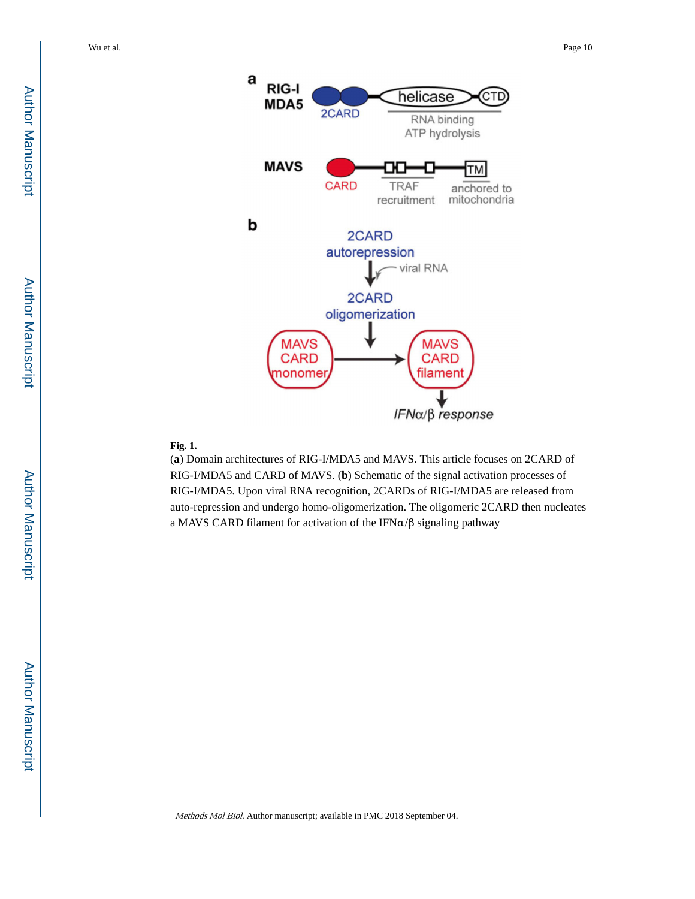**Fig. 1.**

(**a**) Domain architectures of RIG-I/MDA5 and MAVS. This article focuses on 2CARD of RIG-I/MDA5 and CARD of MAVS. (**b**) Schematic of the signal activation processes of RIG-I/MDA5. Upon viral RNA recognition, 2CARDs of RIG-I/MDA5 are released from auto-repression and undergo homo-oligomerization. The oligomeric 2CARD then nucleates a MAVS CARD filament for activation of the IFNα/β signaling pathway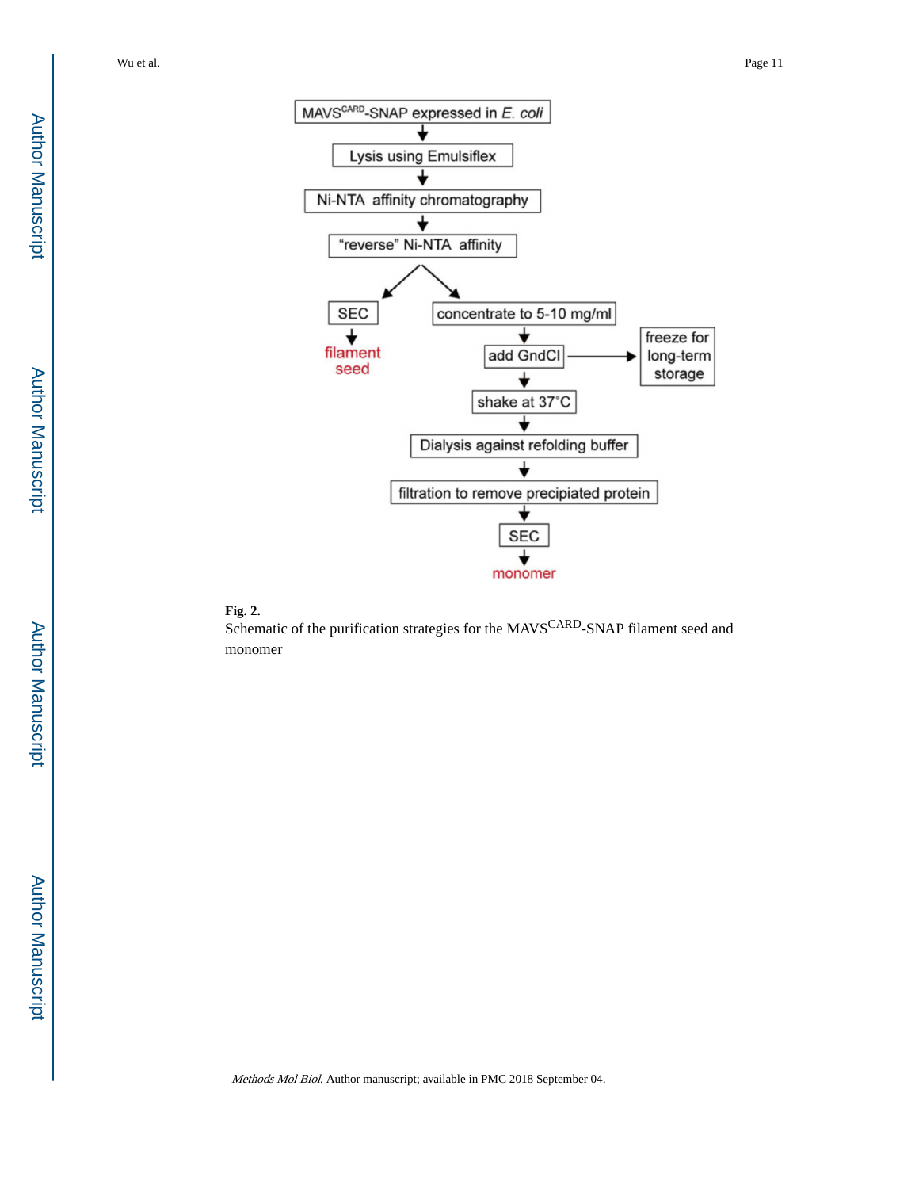**Fig. 2.**

Schematic of the purification strategies for the MAVS$^{CARD}$-SNAP filament seed and monomer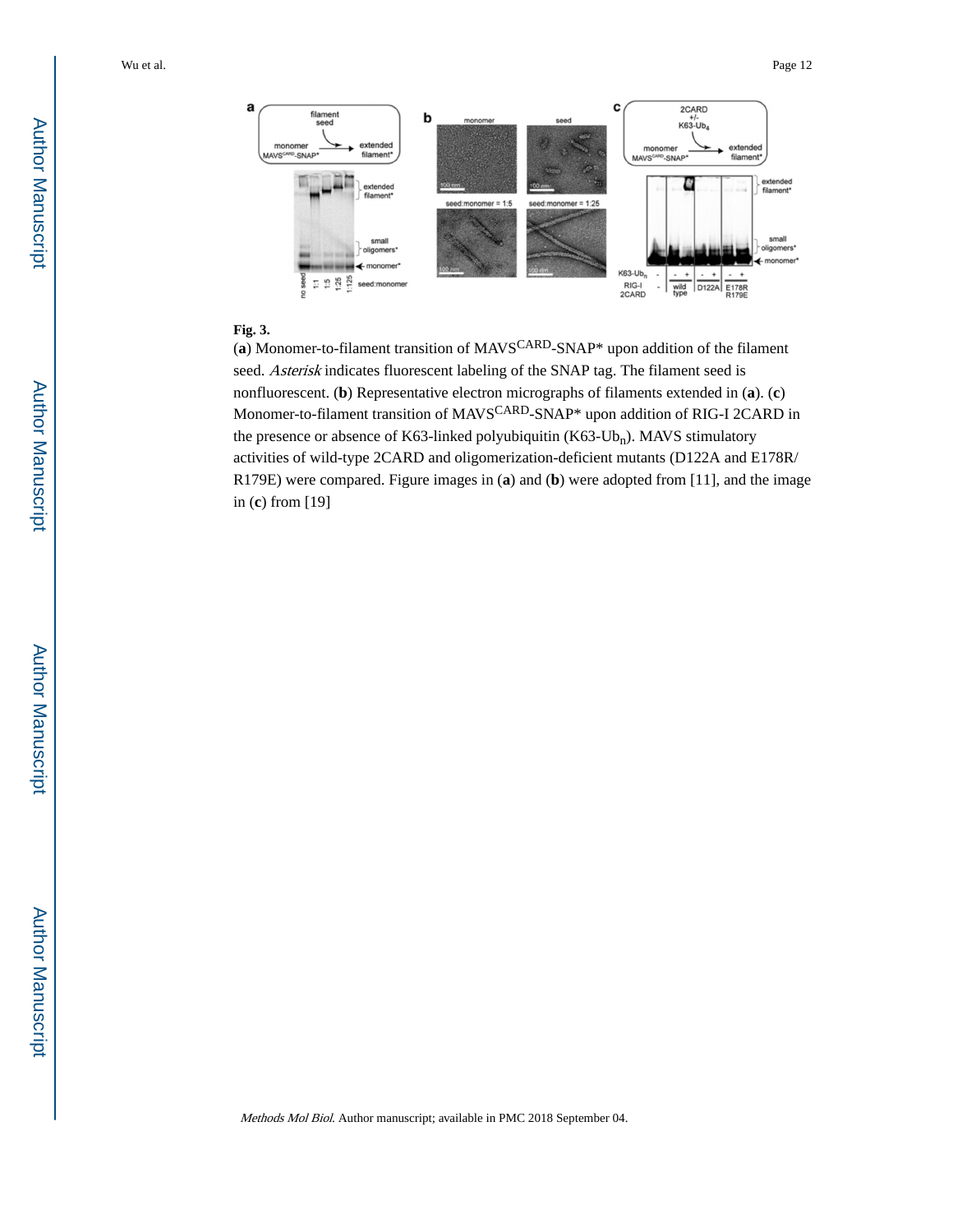a

filament seed

monomer MAVS^CARD-SNAP*

extended filament*

extended filament*

small oligomers*

monomer*

no seed

1:1

1:5

1:25

1:125

seed:monomer

b

monomer

seed

100 nm

seed:monomer = 1:5

seed:monomer = 1:25

c

2CARD +/- K63-Ub4

monomer MAVS^CARD-SNAP*

extended filament*

extended filament*

small oligomers*

monomer*

K63-Ubn

RIG-I 2CARD

wild type

D122A

E178R R179E

**Fig. 3.**

(**a**) Monomer-to-filament transition of MAVS$^{CARD}$-SNAP* upon addition of the filament seed. *Asterisk* indicates fluorescent labeling of the SNAP tag. The filament seed is nonfluorescent. (**b**) Representative electron micrographs of filaments extended in (**a**). (**c**) Monomer-to-filament transition of MAVS$^{CARD}$-SNAP* upon addition of RIG-I 2CARD in the presence or absence of K63-linked polyubiquitin (K63-$Ub_n$). MAVS stimulatory activities of wild-type 2CARD and oligomerization-deficient mutants (D122A and E178R/R179E) were compared. Figure images in (**a**) and (**b**) were adopted from [11], and the image in (**c**) from [19]